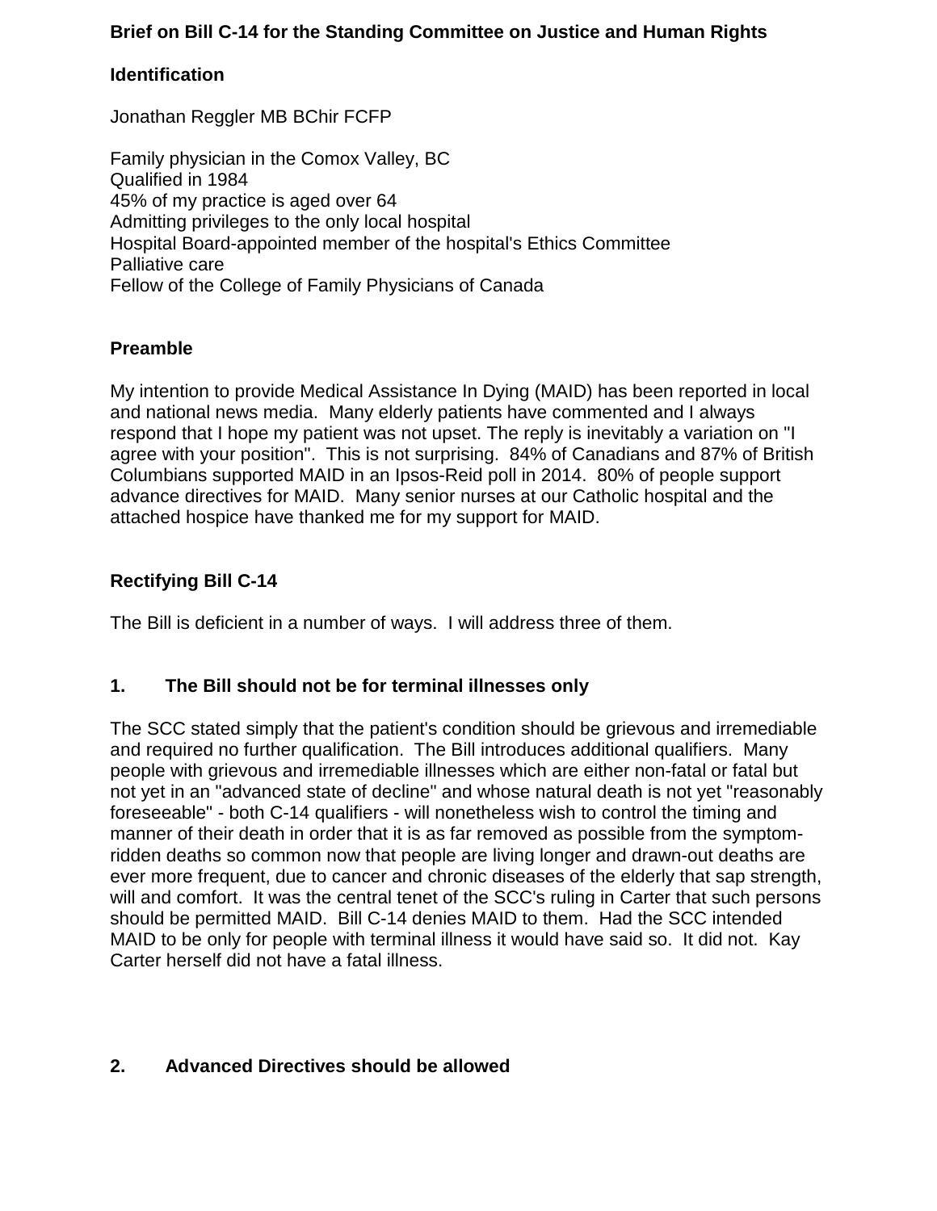# Brief on Bill C-14 for the Standing Committee on Justice and Human Rights

## Identification

Jonathan Reggler MB BChir FCFP

Family physician in the Comox Valley, BC
Qualified in 1984
45% of my practice is aged over 64
Admitting privileges to the only local hospital
Hospital Board-appointed member of the hospital's Ethics Committee
Palliative care
Fellow of the College of Family Physicians of Canada

## Preamble

My intention to provide Medical Assistance In Dying (MAID) has been reported in local and national news media. Many elderly patients have commented and I always respond that I hope my patient was not upset. The reply is inevitably a variation on "I agree with your position". This is not surprising. 84% of Canadians and 87% of British Columbians supported MAID in an Ipsos-Reid poll in 2014. 80% of people support advance directives for MAID. Many senior nurses at our Catholic hospital and the attached hospice have thanked me for my support for MAID.

## Rectifying Bill C-14

The Bill is deficient in a number of ways. I will address three of them.

### 1. The Bill should not be for terminal illnesses only

The SCC stated simply that the patient's condition should be grievous and irremediable and required no further qualification. The Bill introduces additional qualifiers. Many people with grievous and irremediable illnesses which are either non-fatal or fatal but not yet in an "advanced state of decline" and whose natural death is not yet "reasonably foreseeable" - both C-14 qualifiers - will nonetheless wish to control the timing and manner of their death in order that it is as far removed as possible from the symptom-ridden deaths so common now that people are living longer and drawn-out deaths are ever more frequent, due to cancer and chronic diseases of the elderly that sap strength, will and comfort. It was the central tenet of the SCC's ruling in Carter that such persons should be permitted MAID. Bill C-14 denies MAID to them. Had the SCC intended MAID to be only for people with terminal illness it would have said so. It did not. Kay Carter herself did not have a fatal illness.

### 2. Advanced Directives should be allowed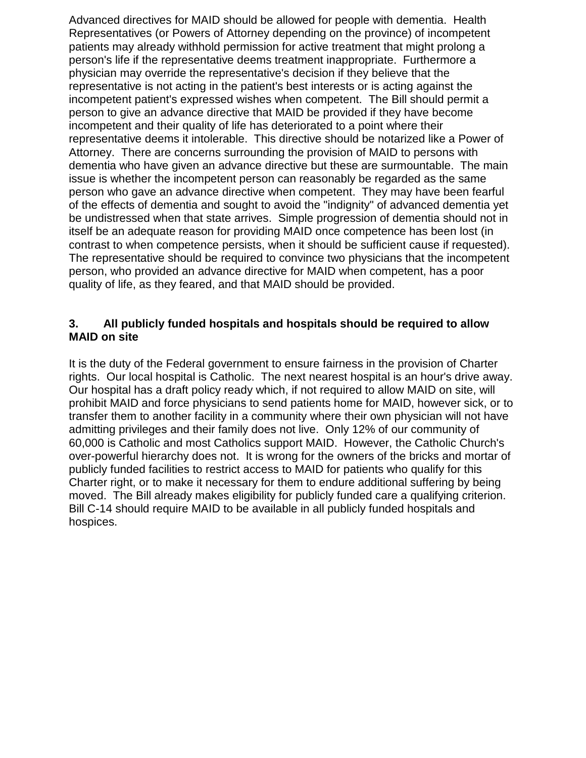Advanced directives for MAID should be allowed for people with dementia. Health Representatives (or Powers of Attorney depending on the province) of incompetent patients may already withhold permission for active treatment that might prolong a person's life if the representative deems treatment inappropriate. Furthermore a physician may override the representative's decision if they believe that the representative is not acting in the patient's best interests or is acting against the incompetent patient's expressed wishes when competent. The Bill should permit a person to give an advance directive that MAID be provided if they have become incompetent and their quality of life has deteriorated to a point where their representative deems it intolerable. This directive should be notarized like a Power of Attorney. There are concerns surrounding the provision of MAID to persons with dementia who have given an advance directive but these are surmountable. The main issue is whether the incompetent person can reasonably be regarded as the same person who gave an advance directive when competent. They may have been fearful of the effects of dementia and sought to avoid the "indignity" of advanced dementia yet be undistressed when that state arrives. Simple progression of dementia should not in itself be an adequate reason for providing MAID once competence has been lost (in contrast to when competence persists, when it should be sufficient cause if requested). The representative should be required to convince two physicians that the incompetent person, who provided an advance directive for MAID when competent, has a poor quality of life, as they feared, and that MAID should be provided.

**3. All publicly funded hospitals and hospitals should be required to allow MAID on site**

It is the duty of the Federal government to ensure fairness in the provision of Charter rights. Our local hospital is Catholic. The next nearest hospital is an hour's drive away. Our hospital has a draft policy ready which, if not required to allow MAID on site, will prohibit MAID and force physicians to send patients home for MAID, however sick, or to transfer them to another facility in a community where their own physician will not have admitting privileges and their family does not live. Only 12% of our community of 60,000 is Catholic and most Catholics support MAID. However, the Catholic Church's over-powerful hierarchy does not. It is wrong for the owners of the bricks and mortar of publicly funded facilities to restrict access to MAID for patients who qualify for this Charter right, or to make it necessary for them to endure additional suffering by being moved. The Bill already makes eligibility for publicly funded care a qualifying criterion. Bill C-14 should require MAID to be available in all publicly funded hospitals and hospices.